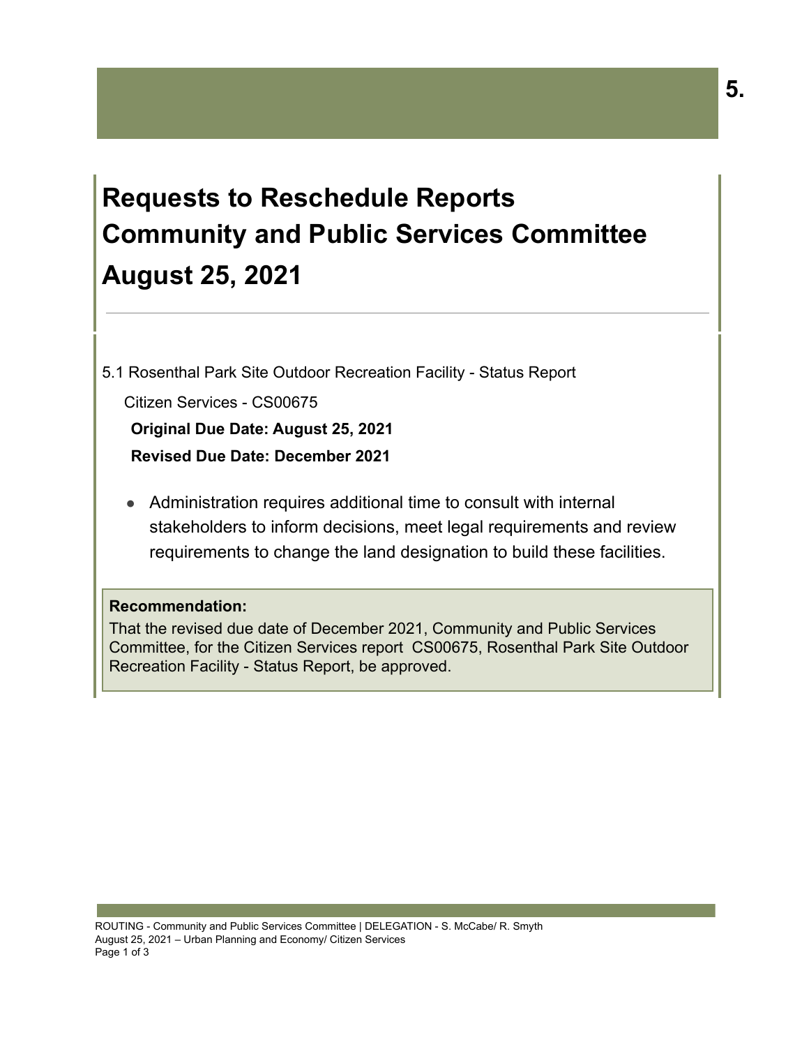# Requests to Reschedule Reports
# Community and Public Services Committee
# August 25, 2021

5.1 Rosenthal Park Site Outdoor Recreation Facility - Status Report

Citizen Services - CS00675

**Original Due Date: August 25, 2021**

**Revised Due Date: December 2021**

- Administration requires additional time to consult with internal stakeholders to inform decisions, meet legal requirements and review requirements to change the land designation to build these facilities.

**Recommendation:**

That the revised due date of December 2021, Community and Public Services Committee, for the Citizen Services report CS00675, Rosenthal Park Site Outdoor Recreation Facility - Status Report, be approved.

ROUTING - Community and Public Services Committee | DELEGATION - S. McCabe/ R. Smyth
August 25, 2021 – Urban Planning and Economy/ Citizen Services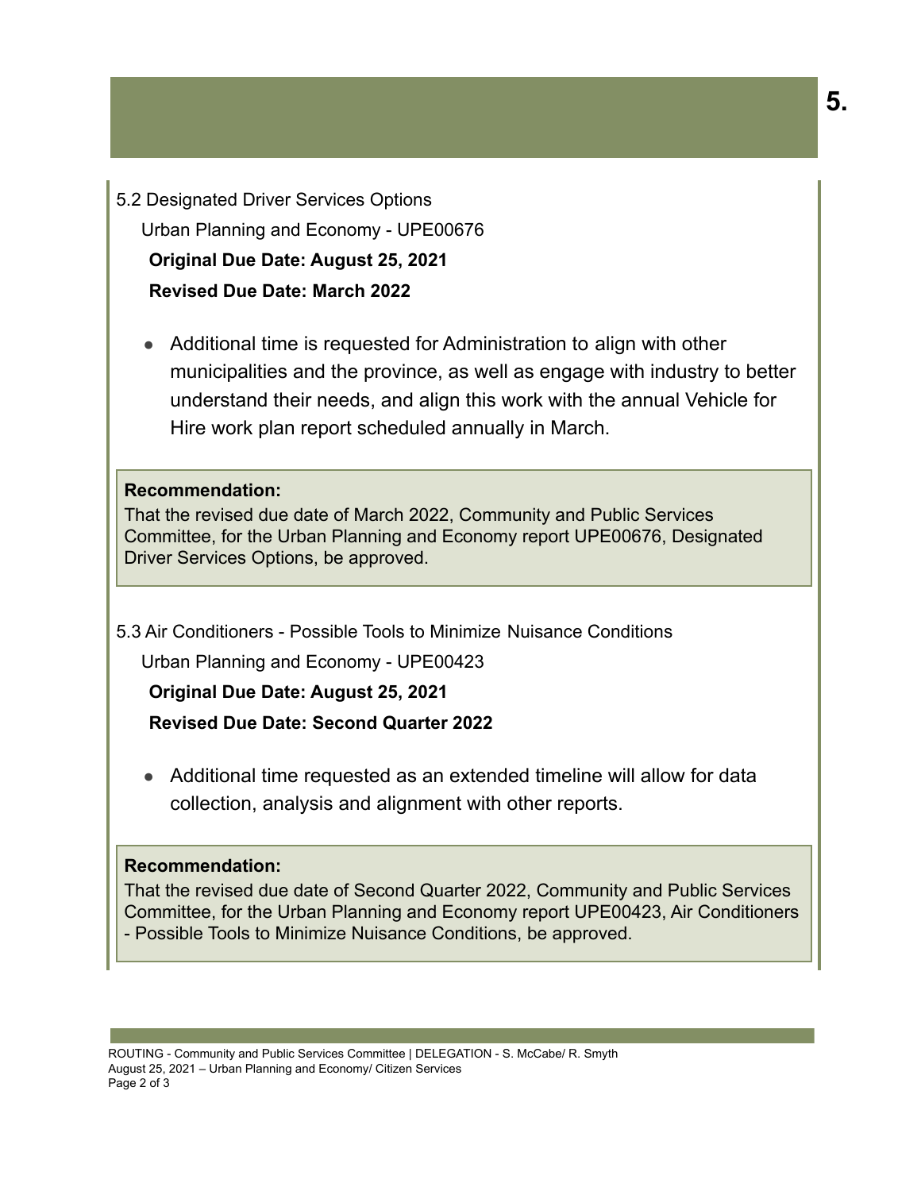5.2 Designated Driver Services Options

Urban Planning and Economy - UPE00676

**Original Due Date: August 25, 2021**

**Revised Due Date: March 2022**

- Additional time is requested for Administration to align with other municipalities and the province, as well as engage with industry to better understand their needs, and align this work with the annual Vehicle for Hire work plan report scheduled annually in March.

**Recommendation:**
That the revised due date of March 2022, Community and Public Services Committee, for the Urban Planning and Economy report UPE00676, Designated Driver Services Options, be approved.

5.3 Air Conditioners - Possible Tools to Minimize Nuisance Conditions

Urban Planning and Economy - UPE00423

**Original Due Date: August 25, 2021**

**Revised Due Date: Second Quarter 2022**

- Additional time requested as an extended timeline will allow for data collection, analysis and alignment with other reports.

**Recommendation:**
That the revised due date of Second Quarter 2022, Community and Public Services Committee, for the Urban Planning and Economy report UPE00423, Air Conditioners - Possible Tools to Minimize Nuisance Conditions, be approved.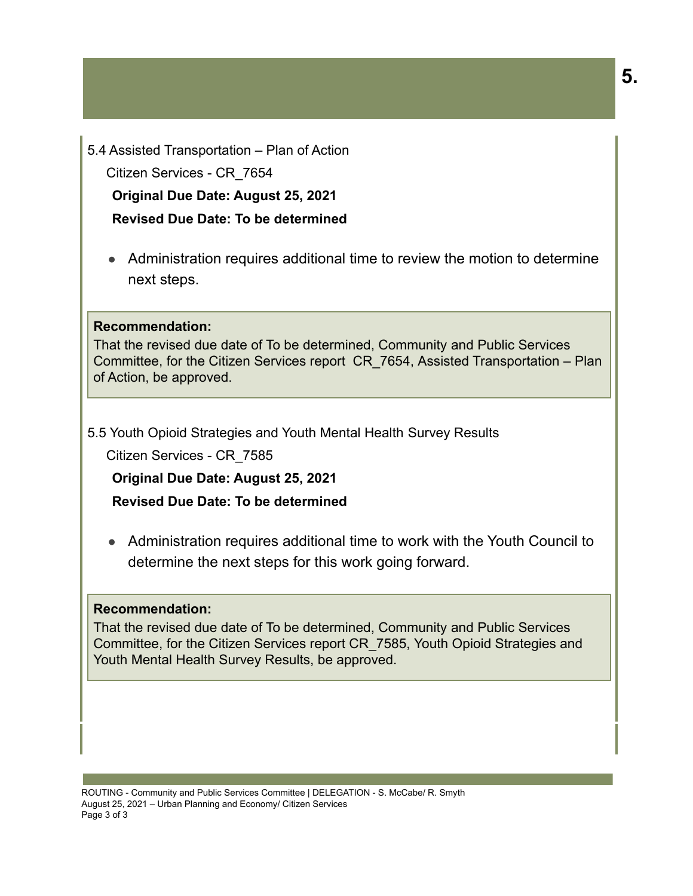5.4 Assisted Transportation – Plan of Action

Citizen Services - CR_7654

**Original Due Date: August 25, 2021**

**Revised Due Date: To be determined**

- Administration requires additional time to review the motion to determine next steps.

**Recommendation:**
That the revised due date of To be determined, Community and Public Services Committee, for the Citizen Services report CR_7654, Assisted Transportation – Plan of Action, be approved.

5.5 Youth Opioid Strategies and Youth Mental Health Survey Results

Citizen Services - CR_7585

**Original Due Date: August 25, 2021**

**Revised Due Date: To be determined**

- Administration requires additional time to work with the Youth Council to determine the next steps for this work going forward.

**Recommendation:**
That the revised due date of To be determined, Community and Public Services Committee, for the Citizen Services report CR_7585, Youth Opioid Strategies and Youth Mental Health Survey Results, be approved.